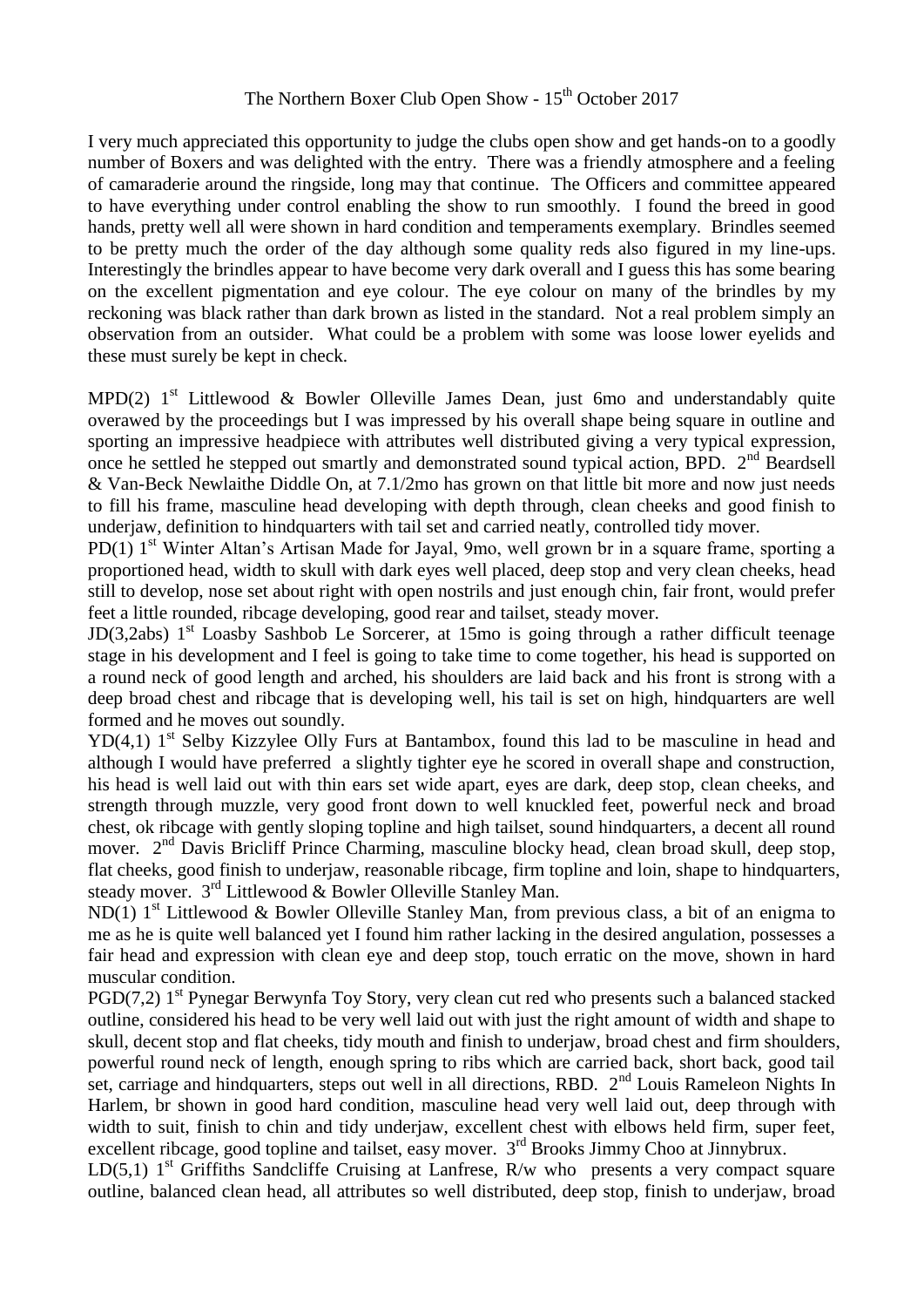# The Northern Boxer Club Open Show - 15th October 2017

I very much appreciated this opportunity to judge the clubs open show and get hands-on to a goodly number of Boxers and was delighted with the entry. There was a friendly atmosphere and a feeling of camaraderie around the ringside, long may that continue. The Officers and committee appeared to have everything under control enabling the show to run smoothly. I found the breed in good hands, pretty well all were shown in hard condition and temperaments exemplary. Brindles seemed to be pretty much the order of the day although some quality reds also figured in my line-ups. Interestingly the brindles appear to have become very dark overall and I guess this has some bearing on the excellent pigmentation and eye colour. The eye colour on many of the brindles by my reckoning was black rather than dark brown as listed in the standard. Not a real problem simply an observation from an outsider. What could be a problem with some was loose lower eyelids and these must surely be kept in check.

MPD(2) 1st Littlewood & Bowler Olleville James Dean, just 6mo and understandably quite overawed by the proceedings but I was impressed by his overall shape being square in outline and sporting an impressive headpiece with attributes well distributed giving a very typical expression, once he settled he stepped out smartly and demonstrated sound typical action, BPD. 2nd Beardsell & Van-Beck Newlaithe Diddle On, at 7.1/2mo has grown on that little bit more and now just needs to fill his frame, masculine head developing with depth through, clean cheeks and good finish to underjaw, definition to hindquarters with tail set and carried neatly, controlled tidy mover.

PD(1) 1st Winter Altan's Artisan Made for Jayal, 9mo, well grown br in a square frame, sporting a proportioned head, width to skull with dark eyes well placed, deep stop and very clean cheeks, head still to develop, nose set about right with open nostrils and just enough chin, fair front, would prefer feet a little rounded, ribcage developing, good rear and tailset, steady mover.

JD(3,2abs) 1st Loasby Sashbob Le Sorcerer, at 15mo is going through a rather difficult teenage stage in his development and I feel is going to take time to come together, his head is supported on a round neck of good length and arched, his shoulders are laid back and his front is strong with a deep broad chest and ribcage that is developing well, his tail is set on high, hindquarters are well formed and he moves out soundly.

YD(4,1) 1st Selby Kizzylee Olly Furs at Bantambox, found this lad to be masculine in head and although I would have preferred a slightly tighter eye he scored in overall shape and construction, his head is well laid out with thin ears set wide apart, eyes are dark, deep stop, clean cheeks, and strength through muzzle, very good front down to well knuckled feet, powerful neck and broad chest, ok ribcage with gently sloping topline and high tailset, sound hindquarters, a decent all round mover. 2nd Davis Bricliff Prince Charming, masculine blocky head, clean broad skull, deep stop, flat cheeks, good finish to underjaw, reasonable ribcage, firm topline and loin, shape to hindquarters, steady mover. 3rd Littlewood & Bowler Olleville Stanley Man.

ND(1) 1st Littlewood & Bowler Olleville Stanley Man, from previous class, a bit of an enigma to me as he is quite well balanced yet I found him rather lacking in the desired angulation, possesses a fair head and expression with clean eye and deep stop, touch erratic on the move, shown in hard muscular condition.

PGD(7,2) 1st Pynegar Berwynfa Toy Story, very clean cut red who presents such a balanced stacked outline, considered his head to be very well laid out with just the right amount of width and shape to skull, decent stop and flat cheeks, tidy mouth and finish to underjaw, broad chest and firm shoulders, powerful round neck of length, enough spring to ribs which are carried back, short back, good tail set, carriage and hindquarters, steps out well in all directions, RBD. 2nd Louis Rameleon Nights In Harlem, br shown in good hard condition, masculine head very well laid out, deep through with width to suit, finish to chin and tidy underjaw, excellent chest with elbows held firm, super feet, excellent ribcage, good topline and tailset, easy mover. 3rd Brooks Jimmy Choo at Jinnybrux.

LD(5,1) 1st Griffiths Sandcliffe Cruising at Lanfrese, R/w who presents a very compact square outline, balanced clean head, all attributes so well distributed, deep stop, finish to underjaw, broad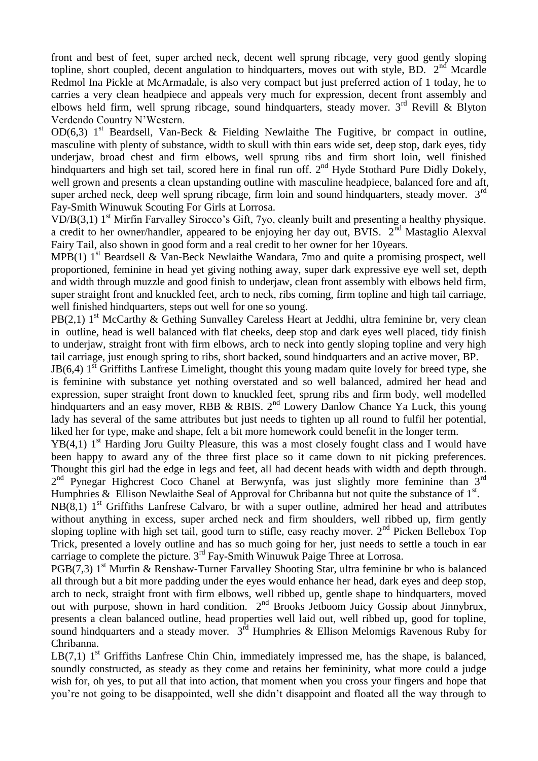front and best of feet, super arched neck, decent well sprung ribcage, very good gently sloping topline, short coupled, decent angulation to hindquarters, moves out with style, BD. 2nd Mcardle Redmol Ina Pickle at McArmadale, is also very compact but just preferred action of 1 today, he to carries a very clean headpiece and appeals very much for expression, decent front assembly and elbows held firm, well sprung ribcage, sound hindquarters, steady mover. 3rd Revill & Blyton Verdendo Country N'Western.

OD(6,3) 1st Beardsell, Van-Beck & Fielding Newlaithe The Fugitive, br compact in outline, masculine with plenty of substance, width to skull with thin ears wide set, deep stop, dark eyes, tidy underjaw, broad chest and firm elbows, well sprung ribs and firm short loin, well finished hindquarters and high set tail, scored here in final run off. 2nd Hyde Stothard Pure Didly Dokely, well grown and presents a clean upstanding outline with masculine headpiece, balanced fore and aft, super arched neck, deep well sprung ribcage, firm loin and sound hindquarters, steady mover. 3rd Fay-Smith Winuwuk Scouting For Girls at Lorrosa.

VD/B(3,1) 1st Mirfin Farvalley Sirocco's Gift, 7yo, cleanly built and presenting a healthy physique, a credit to her owner/handler, appeared to be enjoying her day out, BVIS. 2nd Mastaglio Alexval Fairy Tail, also shown in good form and a real credit to her owner for her 10years.

MPB(1) 1st Beardsell & Van-Beck Newlaithe Wandara, 7mo and quite a promising prospect, well proportioned, feminine in head yet giving nothing away, super dark expressive eye well set, depth and width through muzzle and good finish to underjaw, clean front assembly with elbows held firm, super straight front and knuckled feet, arch to neck, ribs coming, firm topline and high tail carriage, well finished hindquarters, steps out well for one so young.

PB(2,1) 1st McCarthy & Gething Sunvalley Careless Heart at Jeddhi, ultra feminine br, very clean in outline, head is well balanced with flat cheeks, deep stop and dark eyes well placed, tidy finish to underjaw, straight front with firm elbows, arch to neck into gently sloping topline and very high tail carriage, just enough spring to ribs, short backed, sound hindquarters and an active mover, BP.

JB(6,4) 1st Griffiths Lanfrese Limelight, thought this young madam quite lovely for breed type, she is feminine with substance yet nothing overstated and so well balanced, admired her head and expression, super straight front down to knuckled feet, sprung ribs and firm body, well modelled hindquarters and an easy mover, RBB & RBIS. 2nd Lowery Danlow Chance Ya Luck, this young lady has several of the same attributes but just needs to tighten up all round to fulfil her potential, liked her for type, make and shape, felt a bit more homework could benefit in the longer term.

YB(4,1) 1st Harding Joru Guilty Pleasure, this was a most closely fought class and I would have been happy to award any of the three first place so it came down to nit picking preferences. Thought this girl had the edge in legs and feet, all had decent heads with width and depth through. 2nd Pynegar Highcrest Coco Chanel at Berwynfa, was just slightly more feminine than 3rd Humphries & Ellison Newlaithe Seal of Approval for Chribanna but not quite the substance of 1st.

NB(8,1) 1st Griffiths Lanfrese Calvaro, br with a super outline, admired her head and attributes without anything in excess, super arched neck and firm shoulders, well ribbed up, firm gently sloping topline with high set tail, good turn to stifle, easy reachy mover. 2nd Picken Bellebox Top Trick, presented a lovely outline and has so much going for her, just needs to settle a touch in ear carriage to complete the picture. 3rd Fay-Smith Winuwuk Paige Three at Lorrosa.

PGB(7,3) 1st Murfin & Renshaw-Turner Farvalley Shooting Star, ultra feminine br who is balanced all through but a bit more padding under the eyes would enhance her head, dark eyes and deep stop, arch to neck, straight front with firm elbows, well ribbed up, gentle shape to hindquarters, moved out with purpose, shown in hard condition. 2nd Brooks Jetboom Juicy Gossip about Jinnybrux, presents a clean balanced outline, head properties well laid out, well ribbed up, good for topline, sound hindquarters and a steady mover. 3rd Humphries & Ellison Melomigs Ravenous Ruby for Chribanna.

LB(7,1) 1st Griffiths Lanfrese Chin Chin, immediately impressed me, has the shape, is balanced, soundly constructed, as steady as they come and retains her femininity, what more could a judge wish for, oh yes, to put all that into action, that moment when you cross your fingers and hope that you're not going to be disappointed, well she didn't disappoint and floated all the way through to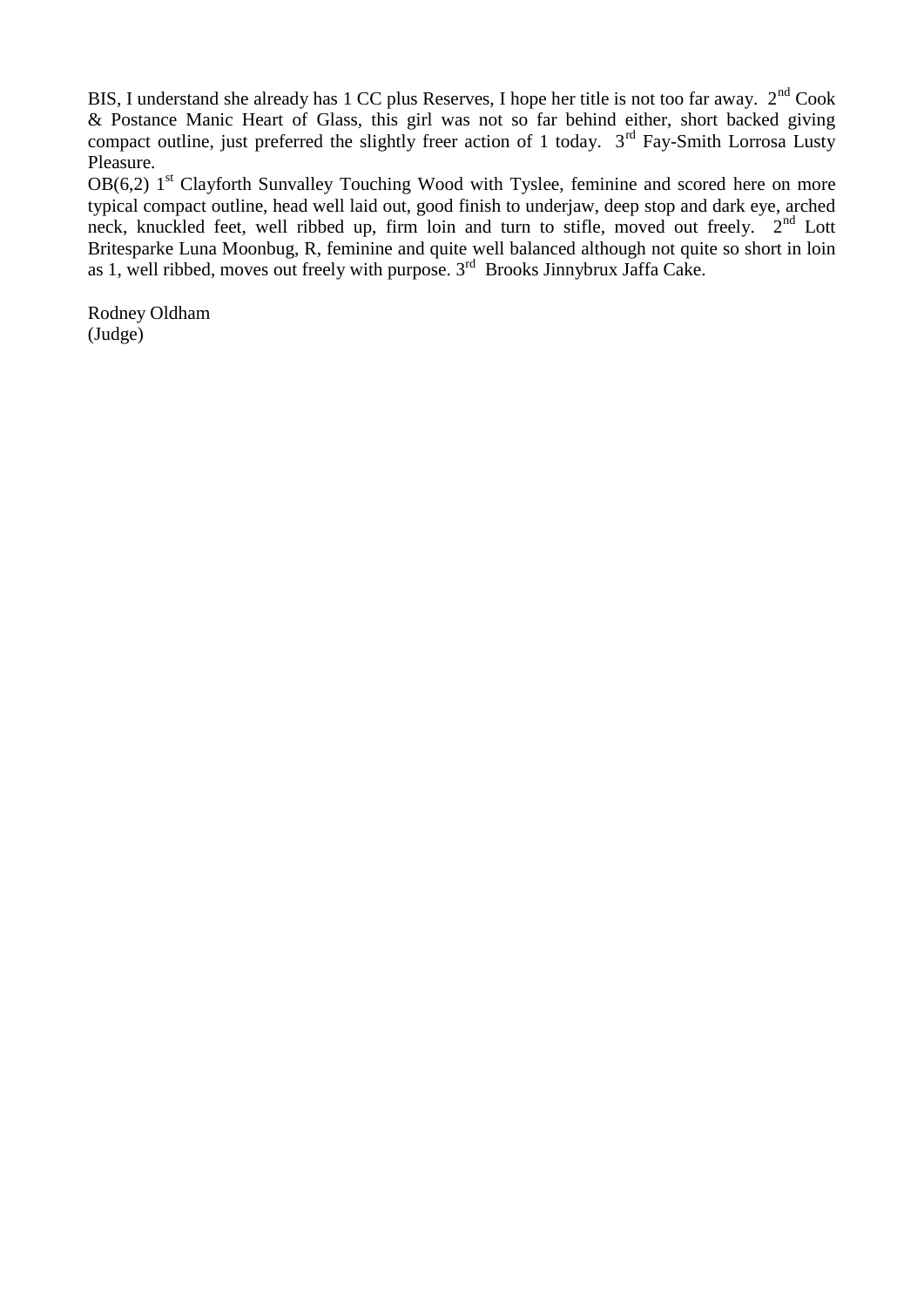BIS, I understand she already has 1 CC plus Reserves, I hope her title is not too far away. 2nd Cook & Postance Manic Heart of Glass, this girl was not so far behind either, short backed giving compact outline, just preferred the slightly freer action of 1 today. 3rd Fay-Smith Lorrosa Lusty Pleasure.

OB(6,2) 1st Clayforth Sunvalley Touching Wood with Tyslee, feminine and scored here on more typical compact outline, head well laid out, good finish to underjaw, deep stop and dark eye, arched neck, knuckled feet, well ribbed up, firm loin and turn to stifle, moved out freely. 2nd Lott Britesparke Luna Moonbug, R, feminine and quite well balanced although not quite so short in loin as 1, well ribbed, moves out freely with purpose. 3rd Brooks Jinnybrux Jaffa Cake.

Rodney Oldham
(Judge)